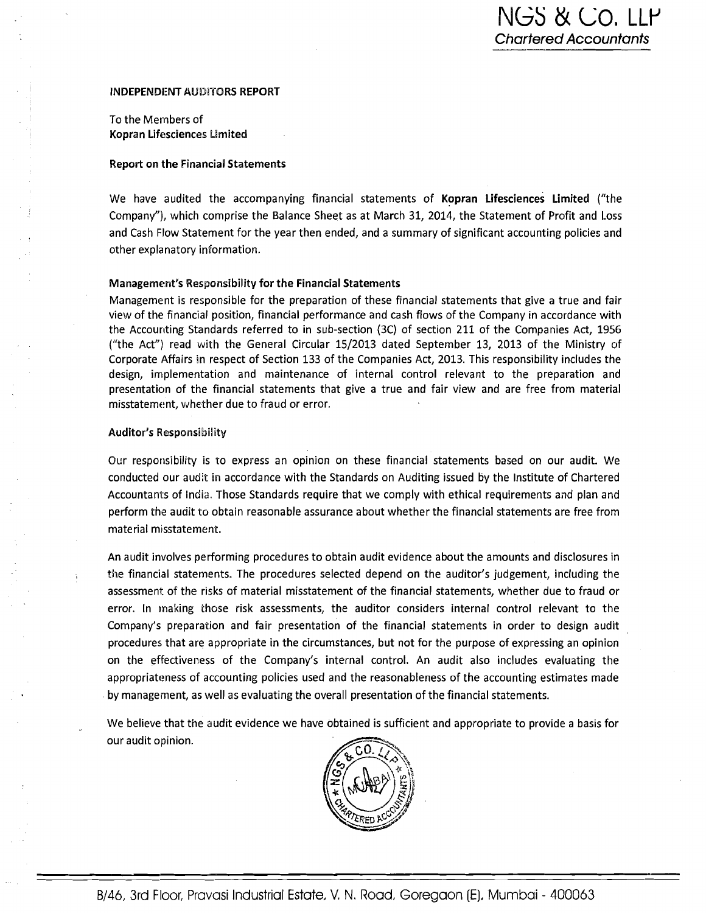NGS & Co. LLP
*Chartered Accountants*

## INDEPENDENT AUDITORS REPORT

To the Members of
**Kopran Lifesciences Limited**

### Report on the Financial Statements

We have audited the accompanying financial statements of **Kopran Lifesciences Limited** ("the Company"), which comprise the Balance Sheet as at March 31, 2014, the Statement of Profit and Loss and Cash Flow Statement for the year then ended, and a summary of significant accounting policies and other explanatory information.

### Management's Responsibility for the Financial Statements

Management is responsible for the preparation of these financial statements that give a true and fair view of the financial position, financial performance and cash flows of the Company in accordance with the Accounting Standards referred to in sub-section (3C) of section 211 of the Companies Act, 1956 ("the Act") read with the General Circular 15/2013 dated September 13, 2013 of the Ministry of Corporate Affairs in respect of Section 133 of the Companies Act, 2013. This responsibility includes the design, implementation and maintenance of internal control relevant to the preparation and presentation of the financial statements that give a true and fair view and are free from material misstatement, whether due to fraud or error.

### Auditor's Responsibility

Our responsibility is to express an opinion on these financial statements based on our audit. We conducted our audit in accordance with the Standards on Auditing issued by the Institute of Chartered Accountants of India. Those Standards require that we comply with ethical requirements and plan and perform the audit to obtain reasonable assurance about whether the financial statements are free from material misstatement.

An audit involves performing procedures to obtain audit evidence about the amounts and disclosures in the financial statements. The procedures selected depend on the auditor's judgement, including the assessment of the risks of material misstatement of the financial statements, whether due to fraud or error. In making those risk assessments, the auditor considers internal control relevant to the Company's preparation and fair presentation of the financial statements in order to design audit procedures that are appropriate in the circumstances, but not for the purpose of expressing an opinion on the effectiveness of the Company's internal control. An audit also includes evaluating the appropriateness of accounting policies used and the reasonableness of the accounting estimates made by management, as well as evaluating the overall presentation of the financial statements.

We believe that the audit evidence we have obtained is sufficient and appropriate to provide a basis for our audit opinion.

B/46, 3rd Floor, Pravasi Industrial Estate, V. N. Road, Goregaon (E), Mumbai - 400063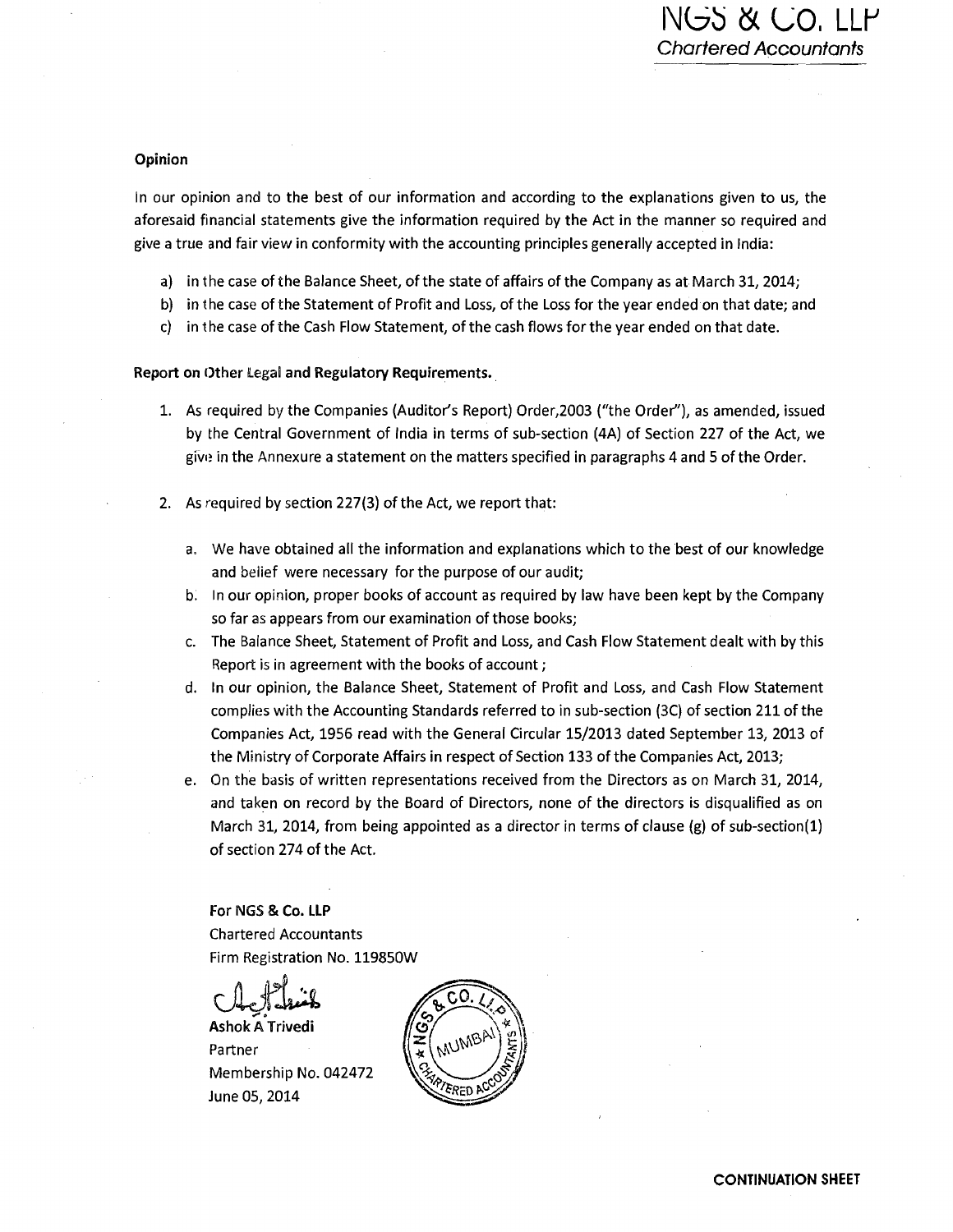### Opinion

In our opinion and to the best of our information and according to the explanations given to us, the aforesaid financial statements give the information required by the Act in the manner so required and give a true and fair view in conformity with the accounting principles generally accepted in India:

a) in the case of the Balance Sheet, of the state of affairs of the Company as at March 31, 2014;
b) in the case of the Statement of Profit and Loss, of the Loss for the year ended on that date; and
c) in the case of the Cash Flow Statement, of the cash flows for the year ended on that date.

### Report on Other Legal and Regulatory Requirements.

1. As required by the Companies (Auditor's Report) Order,2003 ("the Order"), as amended, issued by the Central Government of India in terms of sub-section (4A) of Section 227 of the Act, we give in the Annexure a statement on the matters specified in paragraphs 4 and 5 of the Order.

2. As required by section 227(3) of the Act, we report that:

   a. We have obtained all the information and explanations which to the best of our knowledge and belief were necessary for the purpose of our audit;
   b. In our opinion, proper books of account as required by law have been kept by the Company so far as appears from our examination of those books;
   c. The Balance Sheet, Statement of Profit and Loss, and Cash Flow Statement dealt with by this Report is in agreement with the books of account ;
   d. In our opinion, the Balance Sheet, Statement of Profit and Loss, and Cash Flow Statement complies with the Accounting Standards referred to in sub-section (3C) of section 211 of the Companies Act, 1956 read with the General Circular 15/2013 dated September 13, 2013 of the Ministry of Corporate Affairs in respect of Section 133 of the Companies Act, 2013;
   e. On the basis of written representations received from the Directors as on March 31, 2014, and taken on record by the Board of Directors, none of the directors is disqualified as on March 31, 2014, from being appointed as a director in terms of clause (g) of sub-section(1) of section 274 of the Act.

**For NGS & Co. LLP**
Chartered Accountants
Firm Registration No. 119850W

**Ashok A Trivedi**
Partner
Membership No. 042472
June 05, 2014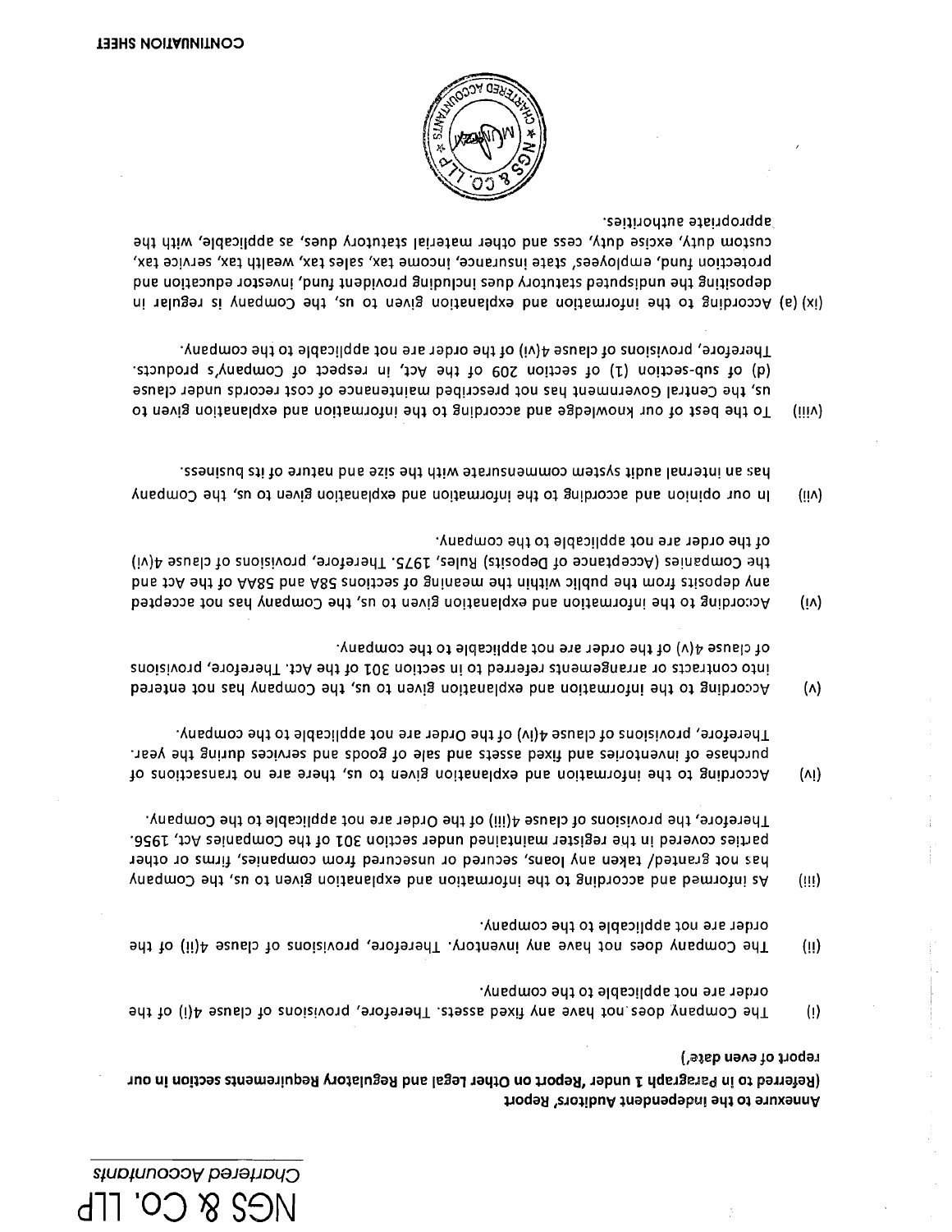NGS & Co. LLP
*Chartered Accountants*

**Annexure to the Independent Auditors' Report**

**(Referred to in Paragraph 1 under 'Report on Other Legal and Regulatory Requirements section in our report of even date')**

(i) The Company does not have any fixed assets. Therefore, provisions of clause 4(i) of the order are not applicable to the company.

(ii) The Company does not have any inventory. Therefore, provisions of clause 4(ii) of the order are not applicable to the company.

(iii) As informed and according to the information and explanation given to us, the Company has not granted/ taken any loans, secured or unsecured from companies, firms or other parties covered in the register maintained under section 301 of the Companies Act, 1956. Therefore, the provisions of clause 4(iii) of the Order are not applicable to the Company.

(iv) According to the information and explanation given to us, there are no transactions of purchase of inventories and fixed assets and sale of goods and services during the year. Therefore, provisions of clause 4(iv) of the Order are not applicable to the company.

(v) According to the information and explanation given to us, the Company has not entered into contracts or arrangements referred to in section 301 of the Act. Therefore, provisions of clause 4(v) of the order are not applicable to the company.

(vi) According to the information and explanation given to us, the Company has not accepted any deposits from the public within the meaning of sections 58A and 58AA of the Act and the Companies (Acceptance of Deposits) Rules, 1975. Therefore, provisions of clause 4(vi) of the order are not applicable to the company.

(vii) In our opinion and according to the information and explanation given to us, the Company has an internal audit system commensurate with the size and nature of its business.

(viii) To the best of our knowledge and according to the information and explanation given to us, the Central Government has not prescribed maintenance of cost records under clause (d) of sub-section (1) of section 209 of the Act, in respect of Company's products. Therefore, provisions of clause 4(vi) of the order are not applicable to the company.

(ix) (a) According to the information and explanation given to us, the Company is regular in depositing the undisputed statutory dues including provident fund, investor education and protection fund, employees' state insurance, income tax, sales tax, wealth tax, service tax, custom duty, excise duty, cess and other material statutory dues, as applicable, with the appropriate authorities.

CONTINUATION SHEET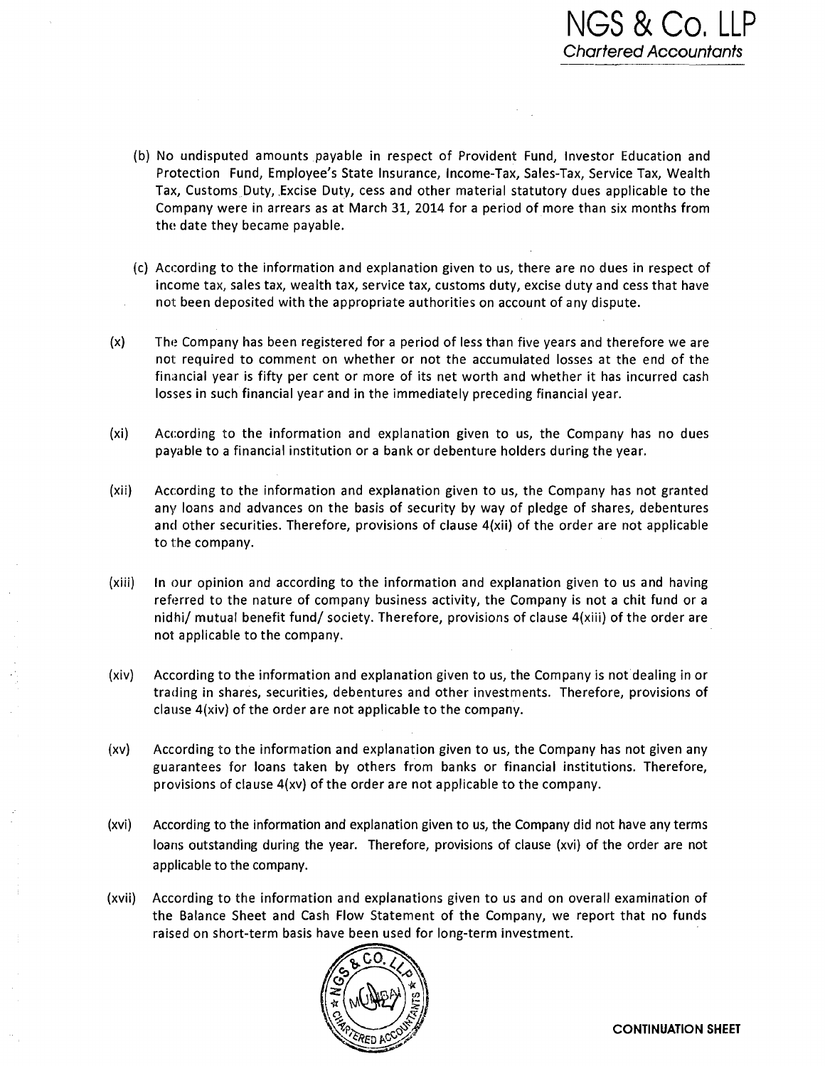(b) No undisputed amounts payable in respect of Provident Fund, Investor Education and Protection Fund, Employee's State Insurance, Income-Tax, Sales-Tax, Service Tax, Wealth Tax, Customs Duty, Excise Duty, cess and other material statutory dues applicable to the Company were in arrears as at March 31, 2014 for a period of more than six months from the date they became payable.

(c) According to the information and explanation given to us, there are no dues in respect of income tax, sales tax, wealth tax, service tax, customs duty, excise duty and cess that have not been deposited with the appropriate authorities on account of any dispute.

(x) The Company has been registered for a period of less than five years and therefore we are not required to comment on whether or not the accumulated losses at the end of the financial year is fifty per cent or more of its net worth and whether it has incurred cash losses in such financial year and in the immediately preceding financial year.

(xi) According to the information and explanation given to us, the Company has no dues payable to a financial institution or a bank or debenture holders during the year.

(xii) According to the information and explanation given to us, the Company has not granted any loans and advances on the basis of security by way of pledge of shares, debentures and other securities. Therefore, provisions of clause 4(xii) of the order are not applicable to the company.

(xiii) In our opinion and according to the information and explanation given to us and having referred to the nature of company business activity, the Company is not a chit fund or a nidhi/ mutual benefit fund/ society. Therefore, provisions of clause 4(xiii) of the order are not applicable to the company.

(xiv) According to the information and explanation given to us, the Company is not dealing in or trading in shares, securities, debentures and other investments. Therefore, provisions of clause 4(xiv) of the order are not applicable to the company.

(xv) According to the information and explanation given to us, the Company has not given any guarantees for loans taken by others from banks or financial institutions. Therefore, provisions of clause 4(xv) of the order are not applicable to the company.

(xvi) According to the information and explanation given to us, the Company did not have any terms loans outstanding during the year. Therefore, provisions of clause (xvi) of the order are not applicable to the company.

(xvii) According to the information and explanations given to us and on overall examination of the Balance Sheet and Cash Flow Statement of the Company, we report that no funds raised on short-term basis have been used for long-term investment.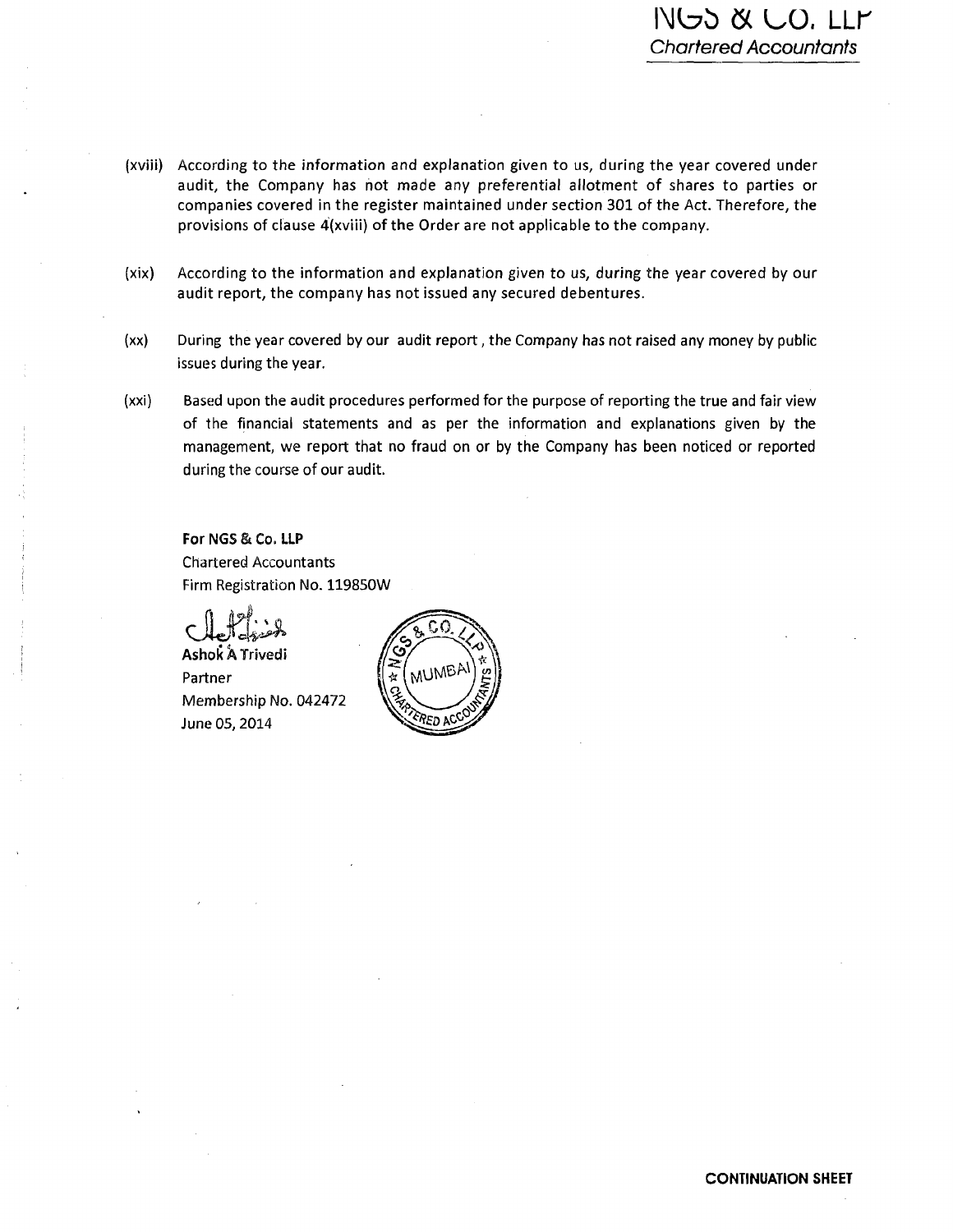(xviii) According to the information and explanation given to us, during the year covered under audit, the Company has not made any preferential allotment of shares to parties or companies covered in the register maintained under section 301 of the Act. Therefore, the provisions of clause 4(xviii) of the Order are not applicable to the company.

(xix) According to the information and explanation given to us, during the year covered by our audit report, the company has not issued any secured debentures.

(xx) During the year covered by our audit report, the Company has not raised any money by public issues during the year.

(xxi) Based upon the audit procedures performed for the purpose of reporting the true and fair view of the financial statements and as per the information and explanations given by the management, we report that no fraud on or by the Company has been noticed or reported during the course of our audit.

**For NGS & Co. LLP**
Chartered Accountants
Firm Registration No. 119850W

**Ashok A Trivedi**
Partner
Membership No. 042472
June 05, 2014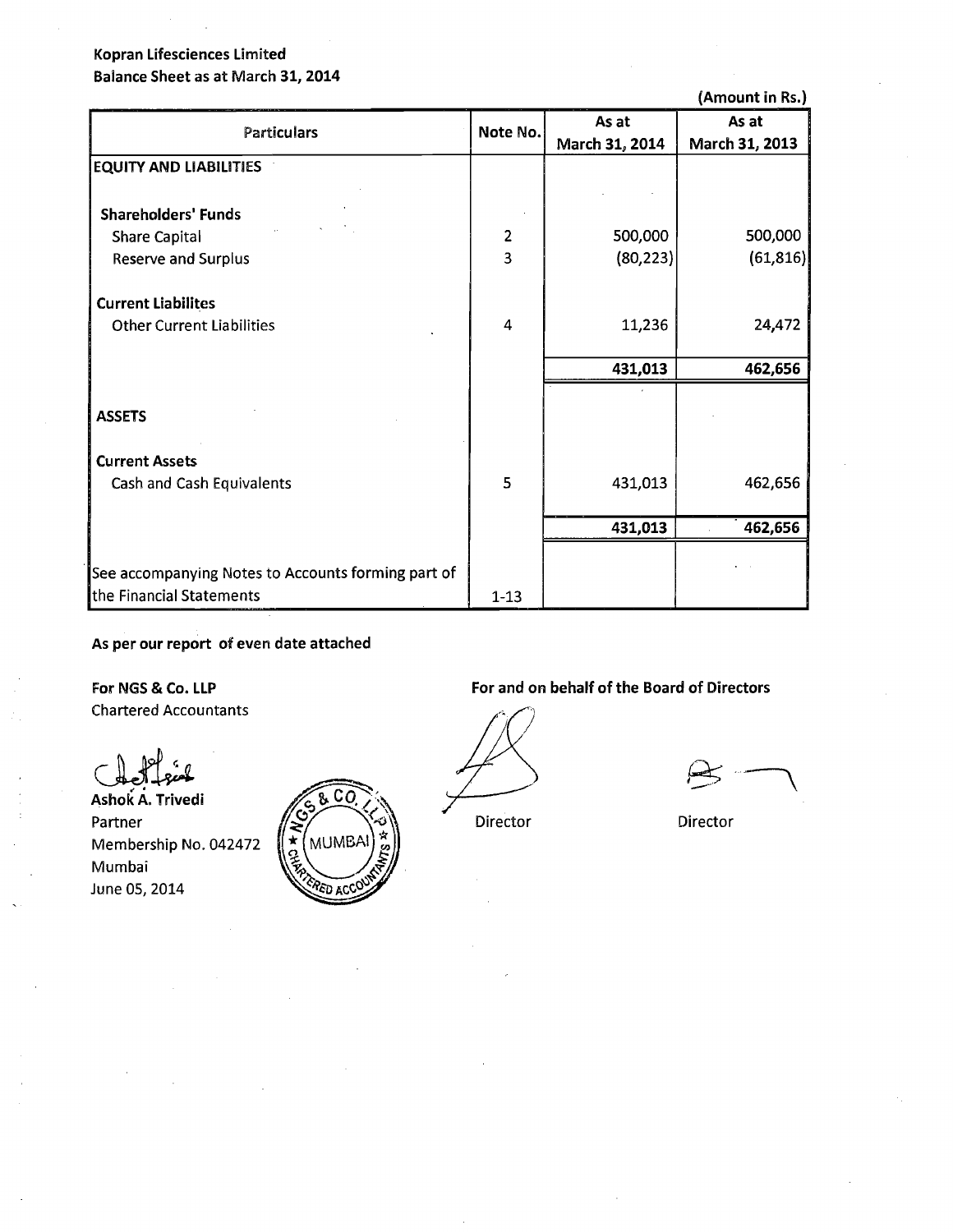**Kopran Lifesciences Limited**
**Balance Sheet as at March 31, 2014**

**(Amount in Rs.)**

| Particulars | Note No. | As at March 31, 2014 | As at March 31, 2013 |
|---|---|---|---|
| **EQUITY AND LIABILITIES** | | | |
| **Shareholders' Funds** | | | |
| Share Capital | 2 | 500,000 | 500,000 |
| Reserve and Surplus | 3 | (80,223) | (61,816) |
| **Current Liabilites** | | | |
| Other Current Liabilities | 4 | 11,236 | 24,472 |
| | | **431,013** | **462,656** |
| **ASSETS** | | | |
| **Current Assets** | | | |
| Cash and Cash Equivalents | 5 | 431,013 | 462,656 |
| | | **431,013** | **462,656** |
| See accompanying Notes to Accounts forming part of the Financial Statements | 1-13 | | |

**As per our report of even date attached**

**For NGS & Co. LLP**
Chartered Accountants

**Ashok A. Trivedi**
Partner
Membership No. 042472
Mumbai
June 05, 2014

**For and on behalf of the Board of Directors**

Director

Director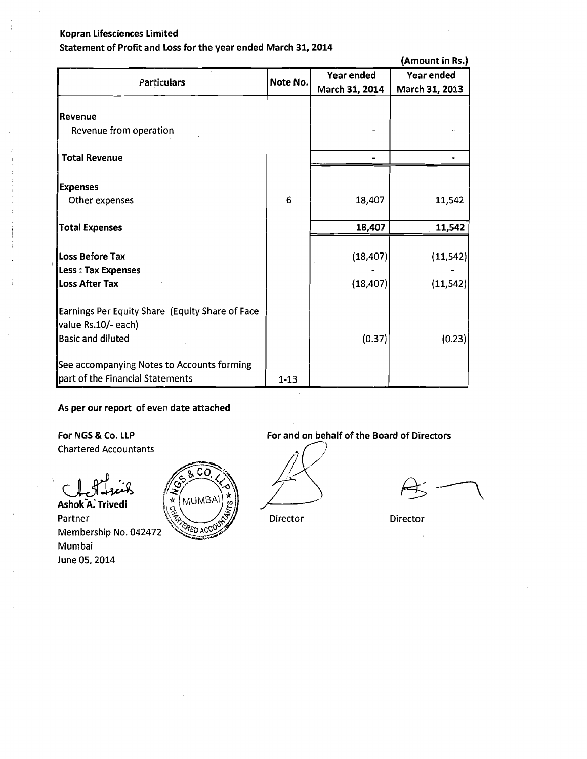**Kopran Lifesciences Limited**

**Statement of Profit and Loss for the year ended March 31, 2014**

**(Amount in Rs.)**

| Particulars | Note No. | Year ended March 31, 2014 | Year ended March 31, 2013 |
|---|---|---|---|
| **Revenue** | | | |
| Revenue from operation | | - | - |
| **Total Revenue** | | - | - |
| **Expenses** | | | |
| Other expenses | 6 | 18,407 | 11,542 |
| **Total Expenses** | | **18,407** | **11,542** |
| **Loss Before Tax** | | (18,407) | (11,542) |
| **Less : Tax Expenses** | | - | - |
| **Loss After Tax** | | (18,407) | (11,542) |
| Earnings Per Equity Share (Equity Share of Face value Rs.10/- each) | | | |
| Basic and diluted | | (0.37) | (0.23) |
| See accompanying Notes to Accounts forming part of the Financial Statements | 1-13 | | |

**As per our report of even date attached**

**For NGS & Co. LLP**
Chartered Accountants

**Ashok A. Trivedi**
Partner
Membership No. 042472
Mumbai
June 05, 2014

**For and on behalf of the Board of Directors**

Director

Director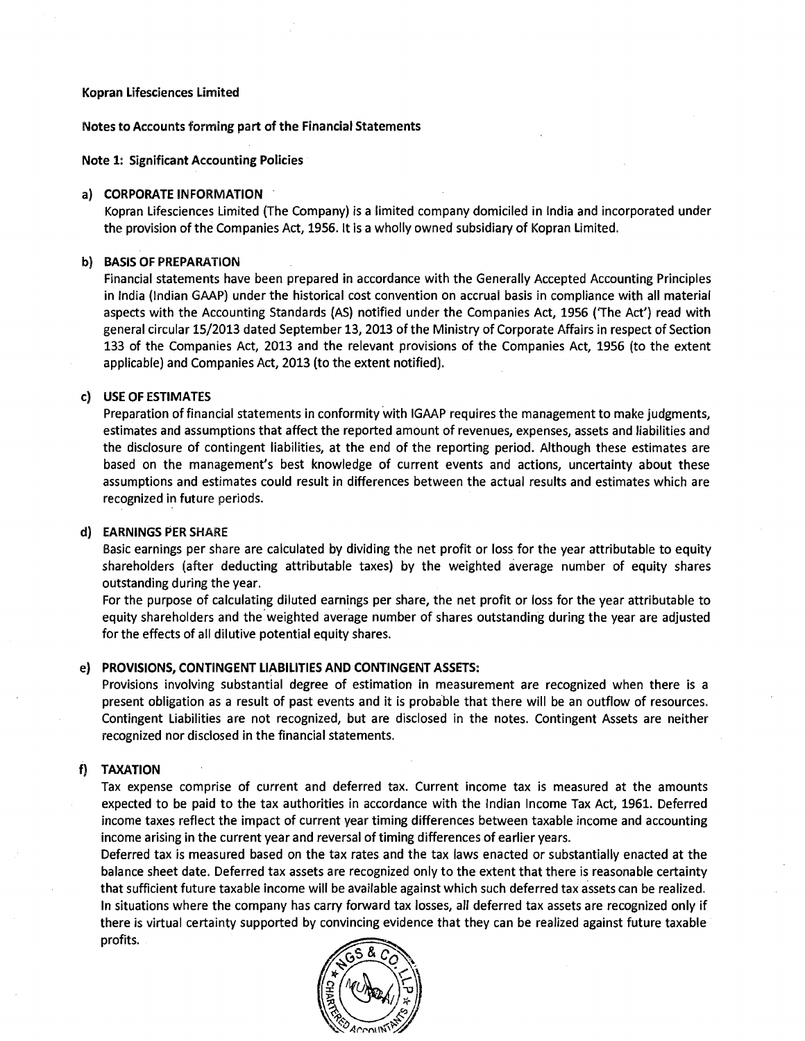**Kopran Lifesciences Limited**

**Notes to Accounts forming part of the Financial Statements**

**Note 1: Significant Accounting Policies**

**a) CORPORATE INFORMATION**

Kopran Lifesciences Limited (The Company) is a limited company domiciled in India and incorporated under the provision of the Companies Act, 1956. It is a wholly owned subsidiary of Kopran Limited.

**b) BASIS OF PREPARATION**

Financial statements have been prepared in accordance with the Generally Accepted Accounting Principles in India (Indian GAAP) under the historical cost convention on accrual basis in compliance with all material aspects with the Accounting Standards (AS) notified under the Companies Act, 1956 ('The Act') read with general circular 15/2013 dated September 13, 2013 of the Ministry of Corporate Affairs in respect of Section 133 of the Companies Act, 2013 and the relevant provisions of the Companies Act, 1956 (to the extent applicable) and Companies Act, 2013 (to the extent notified).

**c) USE OF ESTIMATES**

Preparation of financial statements in conformity with IGAAP requires the management to make judgments, estimates and assumptions that affect the reported amount of revenues, expenses, assets and liabilities and the disclosure of contingent liabilities, at the end of the reporting period. Although these estimates are based on the management's best knowledge of current events and actions, uncertainty about these assumptions and estimates could result in differences between the actual results and estimates which are recognized in future periods.

**d) EARNINGS PER SHARE**

Basic earnings per share are calculated by dividing the net profit or loss for the year attributable to equity shareholders (after deducting attributable taxes) by the weighted average number of equity shares outstanding during the year.

For the purpose of calculating diluted earnings per share, the net profit or loss for the year attributable to equity shareholders and the weighted average number of shares outstanding during the year are adjusted for the effects of all dilutive potential equity shares.

**e) PROVISIONS, CONTINGENT LIABILITIES AND CONTINGENT ASSETS:**

Provisions involving substantial degree of estimation in measurement are recognized when there is a present obligation as a result of past events and it is probable that there will be an outflow of resources. Contingent Liabilities are not recognized, but are disclosed in the notes. Contingent Assets are neither recognized nor disclosed in the financial statements.

**f) TAXATION**

Tax expense comprise of current and deferred tax. Current income tax is measured at the amounts expected to be paid to the tax authorities in accordance with the Indian Income Tax Act, 1961. Deferred income taxes reflect the impact of current year timing differences between taxable income and accounting income arising in the current year and reversal of timing differences of earlier years.

Deferred tax is measured based on the tax rates and the tax laws enacted or substantially enacted at the balance sheet date. Deferred tax assets are recognized only to the extent that there is reasonable certainty that sufficient future taxable income will be available against which such deferred tax assets can be realized. In situations where the company has carry forward tax losses, all deferred tax assets are recognized only if there is virtual certainty supported by convincing evidence that they can be realized against future taxable profits.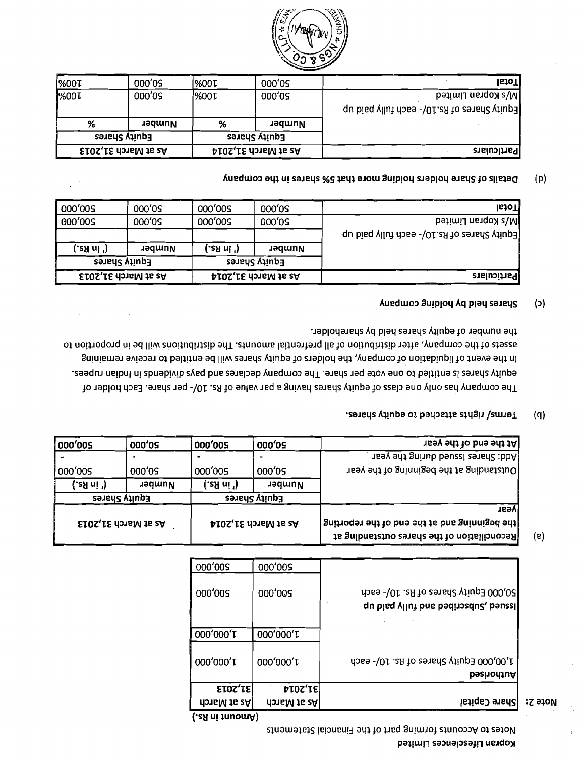**Kopran Lifesciences Limited**

Notes to Accounts forming part of the Financial Statements

(Amount in Rs.)

**Note 2:**

| Share Capital | As at March 31,2014 | As at March 31,2013 |
|---|---|---|
| **Authorised** | | |
| 1,00,000 Equity Shares of Rs. 10/- each | 1,000,000 | 1,000,000 |
| | 1,000,000 | 1,000,000 |
| **Issued ,Subscribed and fully paid up** | | |
| 50,000 Equity Shares of Rs. 10/- each | 500,000 | 500,000 |
| | 500,000 | 500,000 |

(a)

| Reconciliation of the shares outstanding at the beginning and at the end of the reporting year | As at March 31,2014 | | As at March 31,2013 | |
|---|---|---|---|---|
| | Equity Shares | | Equity Shares | |
| | Number | (' in Rs.) | Number | (' in Rs.) |
| Outstanding at the beginning of the year | 50,000 | 500,000 | 50,000 | 500,000 |
| Add: Shares Issued during the year | - | - | - | - |
| **At the end of the year** | **50,000** | **500,000** | **50,000** | **500,000** |

(b) **Terms/ rights attached to equity shares.**

The company has only one class of equity shares having a par value of Rs. 10/- per share. Each holder of equity shares is entitled to one vote per share. The company declares and pays dividends in Indian rupees. In the event of liquidation of company, the holders of equity shares will be entitled to receive remaining assets of the company, after distribution of all preferential amounts. The distributions will be in proportion to the number of equity shares held by shareholder.

(c) **Shares held by holding company**

| Particulars | As at March 31,2014 | | As at March 31,2013 | |
|---|---|---|---|---|
| | Equity Shares | | Equity Shares | |
| | Number | (' in Rs.) | Number | (' in Rs.) |
| Equity Shares of Rs.10/- each fully paid up | | | | |
| M/s Kopran Limited | 50,000 | 500,000 | 50,000 | 500,000 |
| **Total** | 50,000 | 500,000 | 50,000 | 500,000 |

(d) **Details of Share holders holding more that 5% shares in the company**

| Particulars | As at March 31,2014 | | As at March 31,2013 | |
|---|---|---|---|---|
| | Equity Shares | | Equity Shares | |
| | Number | % | Number | % |
| Equity Shares of Rs.10/- each fully paid up M/s Kopran Limited | 50,000 | 100% | 50,000 | 100% |
| **Total** | 50,000 | 100% | 50,000 | 100% |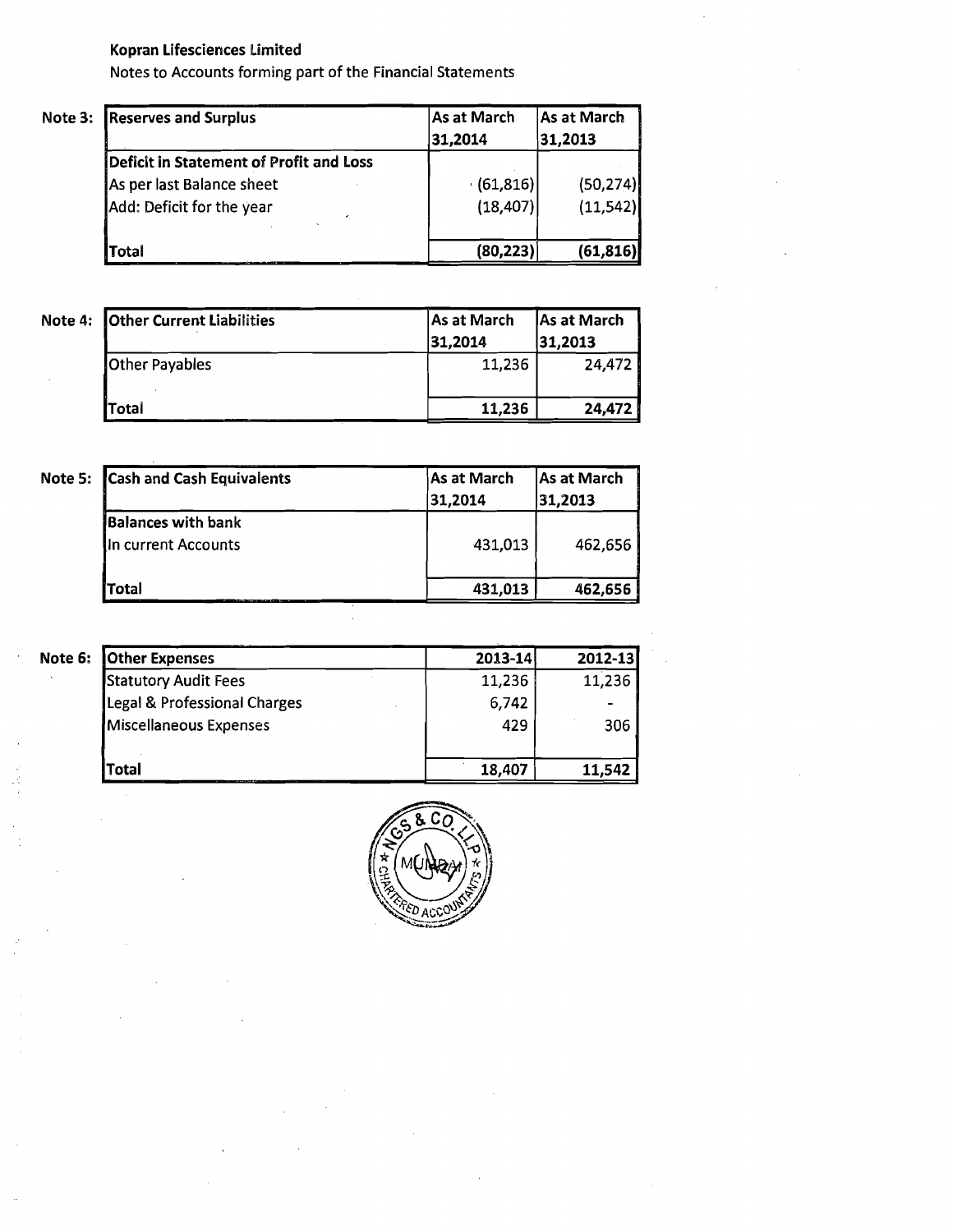**Kopran Lifesciences Limited**

Notes to Accounts forming part of the Financial Statements

**Note 3:**

| Reserves and Surplus | As at March 31,2014 | As at March 31,2013 |
|---|---|---|
| **Deficit in Statement of Profit and Loss** | | |
| As per last Balance sheet | (61,816) | (50,274) |
| Add: Deficit for the year | (18,407) | (11,542) |
| **Total** | **(80,223)** | **(61,816)** |

**Note 4:**

| Other Current Liabilities | As at March 31,2014 | As at March 31,2013 |
|---|---|---|
| Other Payables | 11,236 | 24,472 |
| **Total** | **11,236** | **24,472** |

**Note 5:**

| Cash and Cash Equivalents | As at March 31,2014 | As at March 31,2013 |
|---|---|---|
| **Balances with bank** | | |
| In current Accounts | 431,013 | 462,656 |
| **Total** | **431,013** | **462,656** |

**Note 6:**

| Other Expenses | 2013-14 | 2012-13 |
|---|---|---|
| Statutory Audit Fees | 11,236 | 11,236 |
| Legal & Professional Charges | 6,742 | - |
| Miscellaneous Expenses | 429 | 306 |
| **Total** | **18,407** | **11,542** |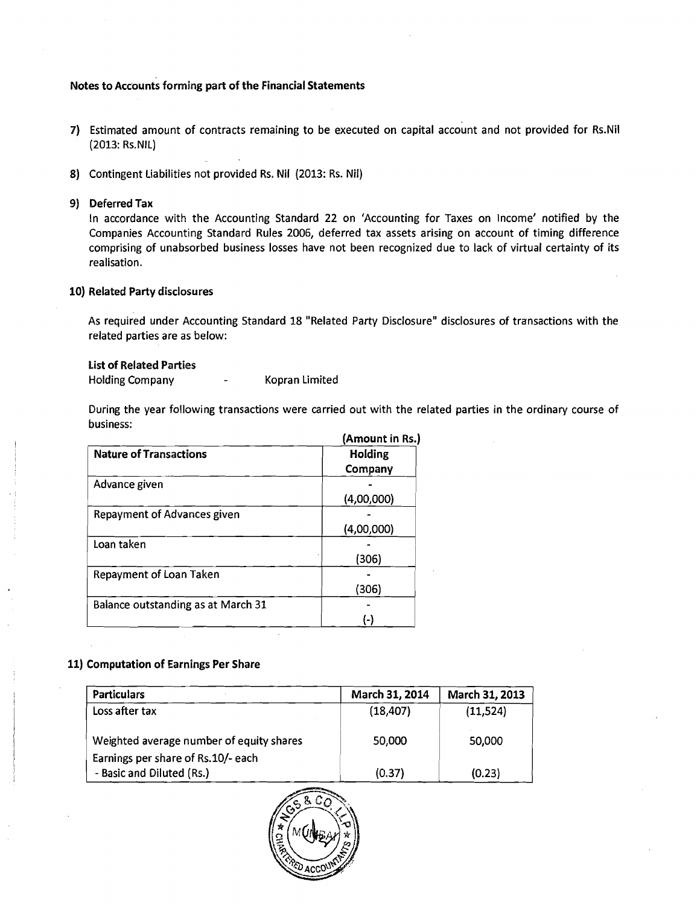## Notes to Accounts forming part of the Financial Statements

7) Estimated amount of contracts remaining to be executed on capital account and not provided for Rs.Nil (2013: Rs.NIL)

8) Contingent Liabilities not provided Rs. Nil (2013: Rs. Nil)

9) **Deferred Tax**

In accordance with the Accounting Standard 22 on 'Accounting for Taxes on Income' notified by the Companies Accounting Standard Rules 2006, deferred tax assets arising on account of timing difference comprising of unabsorbed business losses have not been recognized due to lack of virtual certainty of its realisation.

10) **Related Party disclosures**

As required under Accounting Standard 18 "Related Party Disclosure" disclosures of transactions with the related parties are as below:

**List of Related Parties**

Holding Company - Kopran Limited

During the year following transactions were carried out with the related parties in the ordinary course of business:

**(Amount in Rs.)**

| Nature of Transactions | Holding Company |
|---|---|
| Advance given | -<br>(4,00,000) |
| Repayment of Advances given | -<br>(4,00,000) |
| Loan taken | -<br>(306) |
| Repayment of Loan Taken | -<br>(306) |
| Balance outstanding as at March 31 | -<br>(-) |

11) **Computation of Earnings Per Share**

| Particulars | March 31, 2014 | March 31, 2013 |
|---|---|---|
| Loss after tax | (18,407) | (11,524) |
| Weighted average number of equity shares | 50,000 | 50,000 |
| Earnings per share of Rs.10/- each<br>- Basic and Diluted (Rs.) | (0.37) | (0.23) |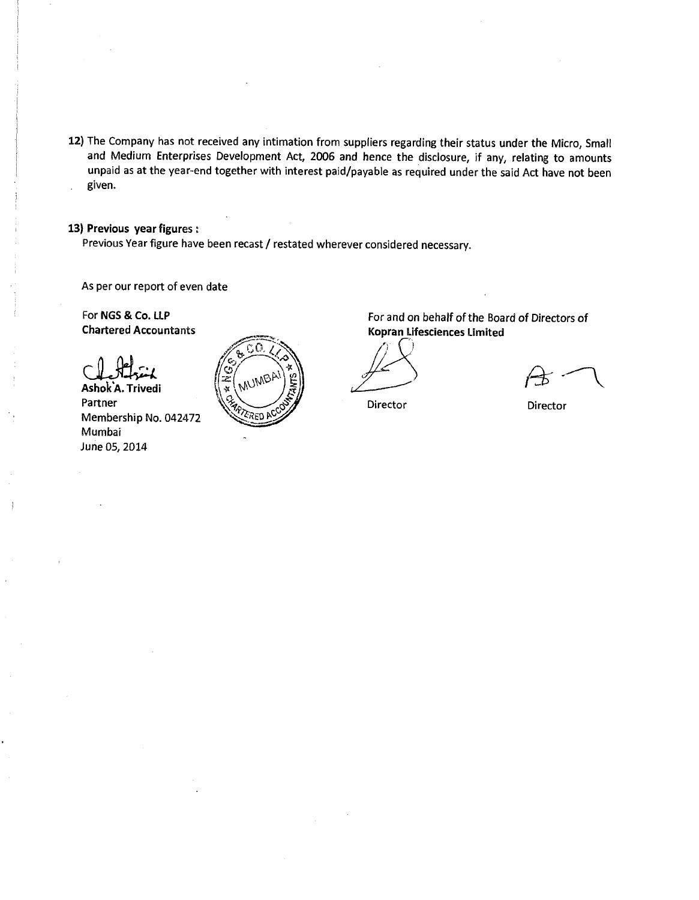12) The Company has not received any intimation from suppliers regarding their status under the Micro, Small and Medium Enterprises Development Act, 2006 and hence the disclosure, if any, relating to amounts unpaid as at the year-end together with interest paid/payable as required under the said Act have not been given.

**13) Previous year figures :**

Previous Year figure have been recast / restated wherever considered necessary.

As per our report of even date

For **NGS & Co. LLP**
**Chartered Accountants**

**Ashok A. Trivedi**
Partner
Membership No. 042472
Mumbai
June 05, 2014

For and on behalf of the Board of Directors of
**Kopran Lifesciences Limited**

Director

Director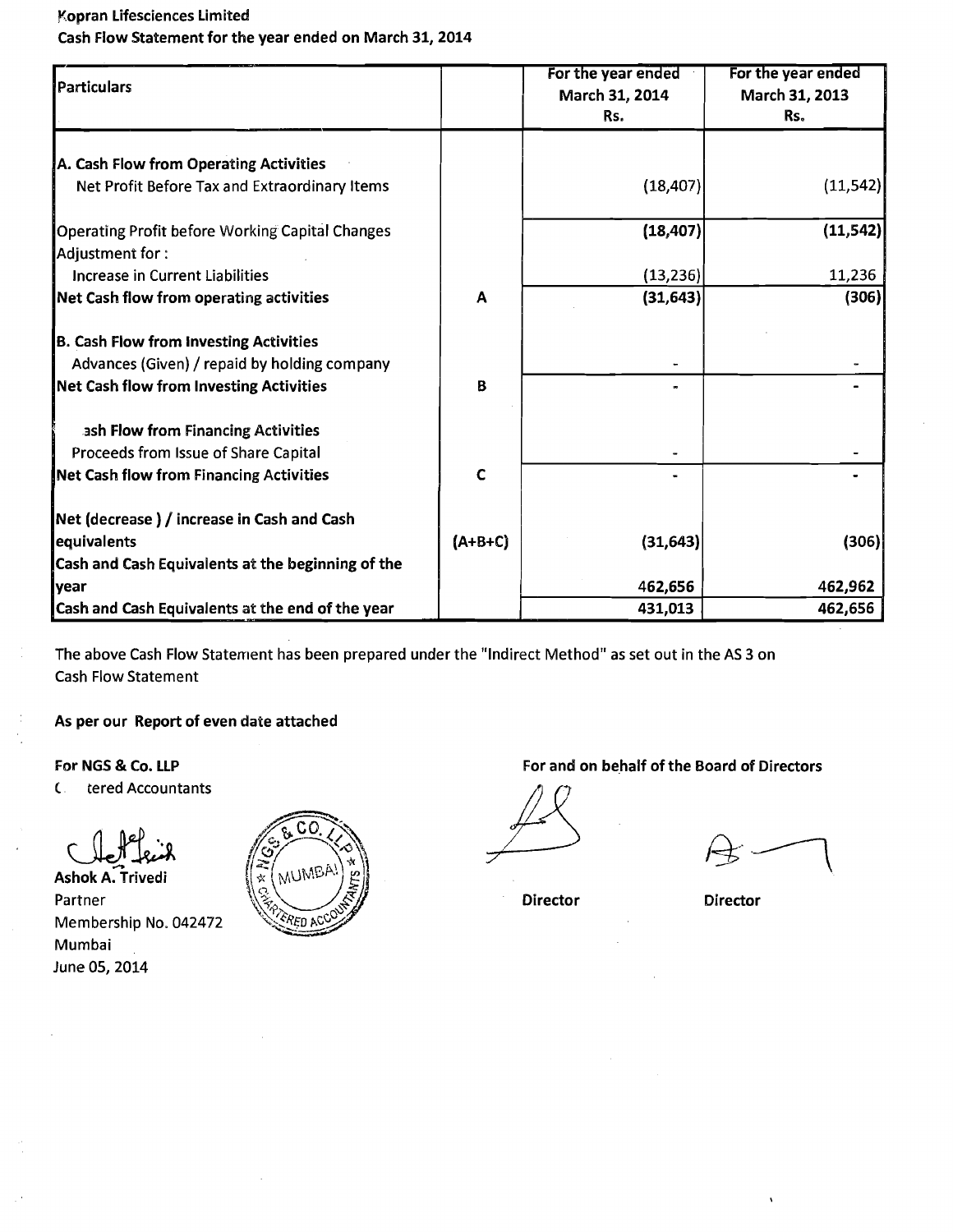Kopran Lifesciences Limited

Cash Flow Statement for the year ended on March 31, 2014

| Particulars | | For the year ended March 31, 2014 Rs. | For the year ended March 31, 2013 Rs. |
|---|---|---|---|
| **A. Cash Flow from Operating Activities** | | | |
| Net Profit Before Tax and Extraordinary Items | | (18,407) | (11,542) |
| Operating Profit before Working Capital Changes | | **(18,407)** | **(11,542)** |
| Adjustment for : | | | |
| Increase in Current Liabilities | | (13,236) | 11,236 |
| **Net Cash flow from operating activities** | **A** | **(31,643)** | **(306)** |
| **B. Cash Flow from Investing Activities** | | | |
| Advances (Given) / repaid by holding company | | - | - |
| **Net Cash flow from Investing Activities** | **B** | - | - |
| **ash Flow from Financing Activities** | | | |
| Proceeds from Issue of Share Capital | | - | - |
| **Net Cash flow from Financing Activities** | **C** | - | - |
| **Net (decrease ) / increase in Cash and Cash equivalents** | **(A+B+C)** | **(31,643)** | **(306)** |
| **Cash and Cash Equivalents at the beginning of the year** | | **462,656** | **462,962** |
| **Cash and Cash Equivalents at the end of the year** | | **431,013** | **462,656** |

The above Cash Flow Statement has been prepared under the "Indirect Method" as set out in the AS 3 on Cash Flow Statement

**As per our Report of even date attached**

**For NGS & Co. LLP**

( tered Accountants

**Ashok A. Trivedi**
Partner
Membership No. 042472
Mumbai
June 05, 2014

**For and on behalf of the Board of Directors**

**Director** **Director**